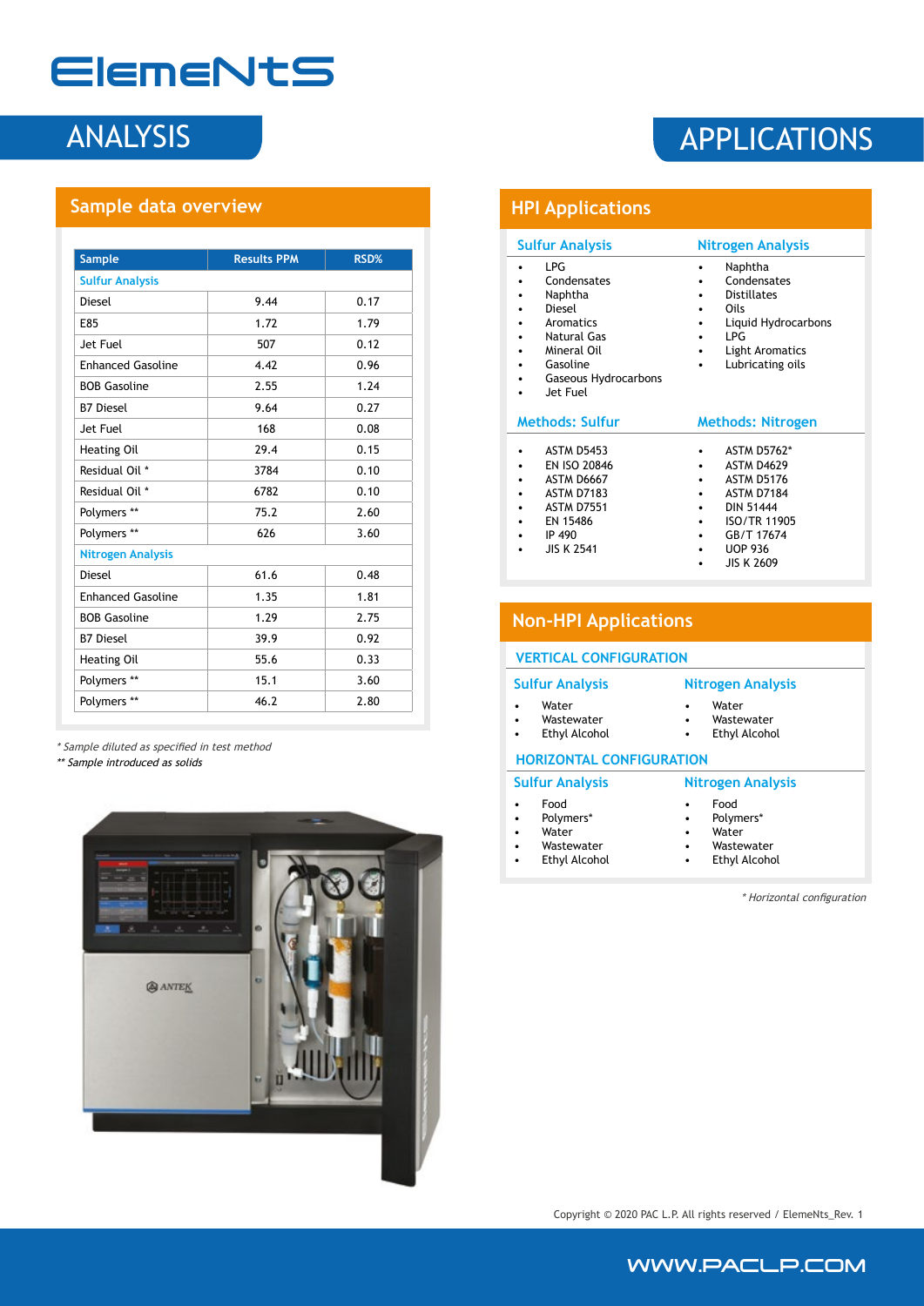# ElemeNtS

## ANALYSIS

### Sample data overview

| Sample | Results PPM | RSD% |
|---|---|---|
| **Sulfur Analysis** | | |
| Diesel | 9.44 | 0.17 |
| E85 | 1.72 | 1.79 |
| Jet Fuel | 507 | 0.12 |
| Enhanced Gasoline | 4.42 | 0.96 |
| BOB Gasoline | 2.55 | 1.24 |
| B7 Diesel | 9.64 | 0.27 |
| Jet Fuel | 168 | 0.08 |
| Heating Oil | 29.4 | 0.15 |
| Residual Oil * | 3784 | 0.10 |
| Residual Oil * | 6782 | 0.10 |
| Polymers ** | 75.2 | 2.60 |
| Polymers ** | 626 | 3.60 |
| **Nitrogen Analysis** | | |
| Diesel | 61.6 | 0.48 |
| Enhanced Gasoline | 1.35 | 1.81 |
| BOB Gasoline | 1.29 | 2.75 |
| B7 Diesel | 39.9 | 0.92 |
| Heating Oil | 55.6 | 0.33 |
| Polymers ** | 15.1 | 3.60 |
| Polymers ** | 46.2 | 2.80 |

*\* Sample diluted as specified in test method*
*\*\* Sample introduced as solids*

## APPLICATIONS

### HPI Applications

#### Sulfur Analysis

- LPG
- Condensates
- Naphtha
- Diesel
- Aromatics
- Natural Gas
- Mineral Oil
- Gasoline
- Gaseous Hydrocarbons
- Jet Fuel

#### Nitrogen Analysis

- Naphtha
- Condensates
- Distillates
- Oils
- Liquid Hydrocarbons
- LPG
- Light Aromatics
- Lubricating oils

#### Methods: Sulfur

- ASTM D5453
- EN ISO 20846
- ASTM D6667
- ASTM D7183
- ASTM D7551
- EN 15486
- IP 490
- JIS K 2541

#### Methods: Nitrogen

- ASTM D5762*
- ASTM D4629
- ASTM D5176
- ASTM D7184
- DIN 51444
- ISO/TR 11905
- GB/T 17674
- UOP 936
- JIS K 2609

### Non-HPI Applications

#### VERTICAL CONFIGURATION

**Sulfur Analysis**

- Water
- Wastewater
- Ethyl Alcohol

**Nitrogen Analysis**

- Water
- Wastewater
- Ethyl Alcohol

#### HORIZONTAL CONFIGURATION

**Sulfur Analysis**

- Food
- Polymers*
- Water
- Wastewater
- Ethyl Alcohol

**Nitrogen Analysis**

- Food
- Polymers*
- Water
- Wastewater
- Ethyl Alcohol

*\* Horizontal configuration*

Copyright © 2020 PAC L.P. All rights reserved / ElemeNts_Rev. 1

WWW.PACLP.COM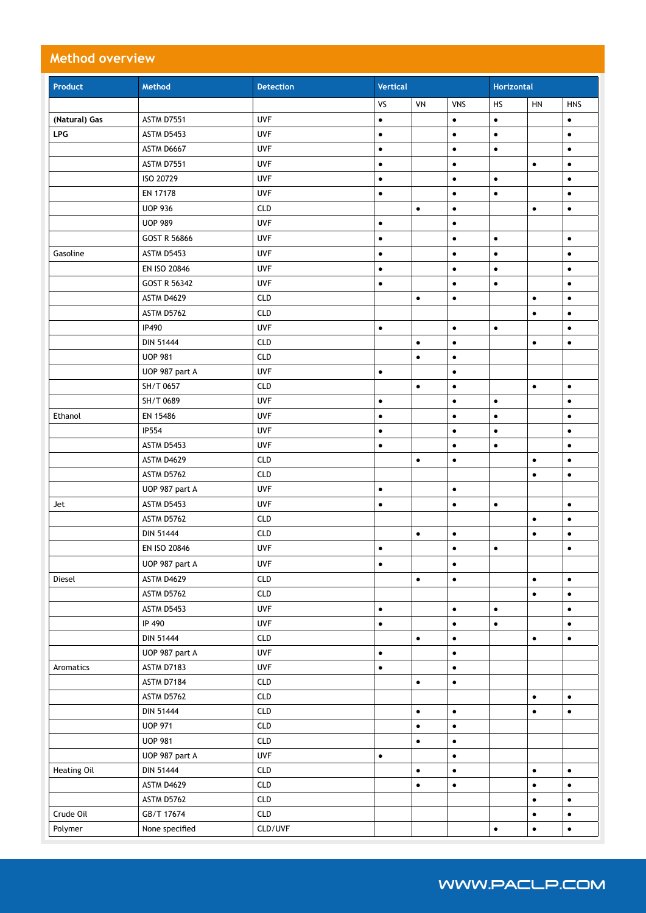## Method overview

| Product | Method | Detection | Vertical | | | Horizontal | | |
|---|---|---|---|---|---|---|---|---|
| | | | VS | VN | VNS | HS | HN | HNS |
| **(Natural) Gas** | ASTM D7551 | UVF | • | | • | • | | • |
| **LPG** | ASTM D5453 | UVF | • | | • | • | | • |
| | ASTM D6667 | UVF | • | | • | • | | • |
| | ASTM D7551 | UVF | • | | • | | • | • |
| | ISO 20729 | UVF | • | | • | • | | • |
| | EN 17178 | UVF | • | | • | • | | • |
| | UOP 936 | CLD | | • | • | | • | • |
| | UOP 989 | UVF | • | | • | | | |
| | GOST R 56866 | UVF | • | | • | • | | • |
| Gasoline | ASTM D5453 | UVF | • | | • | • | | • |
| | EN ISO 20846 | UVF | • | | • | • | | • |
| | GOST R 56342 | UVF | • | | • | • | | • |
| | ASTM D4629 | CLD | | • | • | | • | • |
| | ASTM D5762 | CLD | | | | | • | • |
| | IP490 | UVF | • | | • | • | | • |
| | DIN 51444 | CLD | | • | • | | • | • |
| | UOP 981 | CLD | | • | • | | | |
| | UOP 987 part A | UVF | • | | • | | | |
| | SH/T 0657 | CLD | | • | • | | • | • |
| | SH/T 0689 | UVF | • | | • | • | | • |
| Ethanol | EN 15486 | UVF | • | | • | • | | • |
| | IP554 | UVF | • | | • | • | | • |
| | ASTM D5453 | UVF | • | | • | • | | • |
| | ASTM D4629 | CLD | | • | • | | • | • |
| | ASTM D5762 | CLD | | | | | • | • |
| | UOP 987 part A | UVF | • | | • | | | |
| Jet | ASTM D5453 | UVF | • | | • | • | | • |
| | ASTM D5762 | CLD | | | | | • | • |
| | DIN 51444 | CLD | | • | • | | • | • |
| | EN ISO 20846 | UVF | • | | • | • | | • |
| | UOP 987 part A | UVF | • | | • | | | |
| Diesel | ASTM D4629 | CLD | | • | • | | • | • |
| | ASTM D5762 | CLD | | | | | • | • |
| | ASTM D5453 | UVF | • | | • | • | | • |
| | IP 490 | UVF | • | | • | • | | • |
| | DIN 51444 | CLD | | • | • | | • | • |
| | UOP 987 part A | UVF | • | | • | | | |
| Aromatics | ASTM D7183 | UVF | • | | • | | | |
| | ASTM D7184 | CLD | | • | • | | | |
| | ASTM D5762 | CLD | | | | | • | • |
| | DIN 51444 | CLD | | • | • | | • | • |
| | UOP 971 | CLD | | • | • | | | |
| | UOP 981 | CLD | | • | • | | | |
| | UOP 987 part A | UVF | • | | • | | | |
| Heating Oil | DIN 51444 | CLD | | • | • | | • | • |
| | ASTM D4629 | CLD | | • | • | | • | • |
| | ASTM D5762 | CLD | | | | | • | • |
| Crude Oil | GB/T 17674 | CLD | | | | | • | • |
| Polymer | None specified | CLD/UVF | | | | • | • | • |

WWW.PACLP.COM